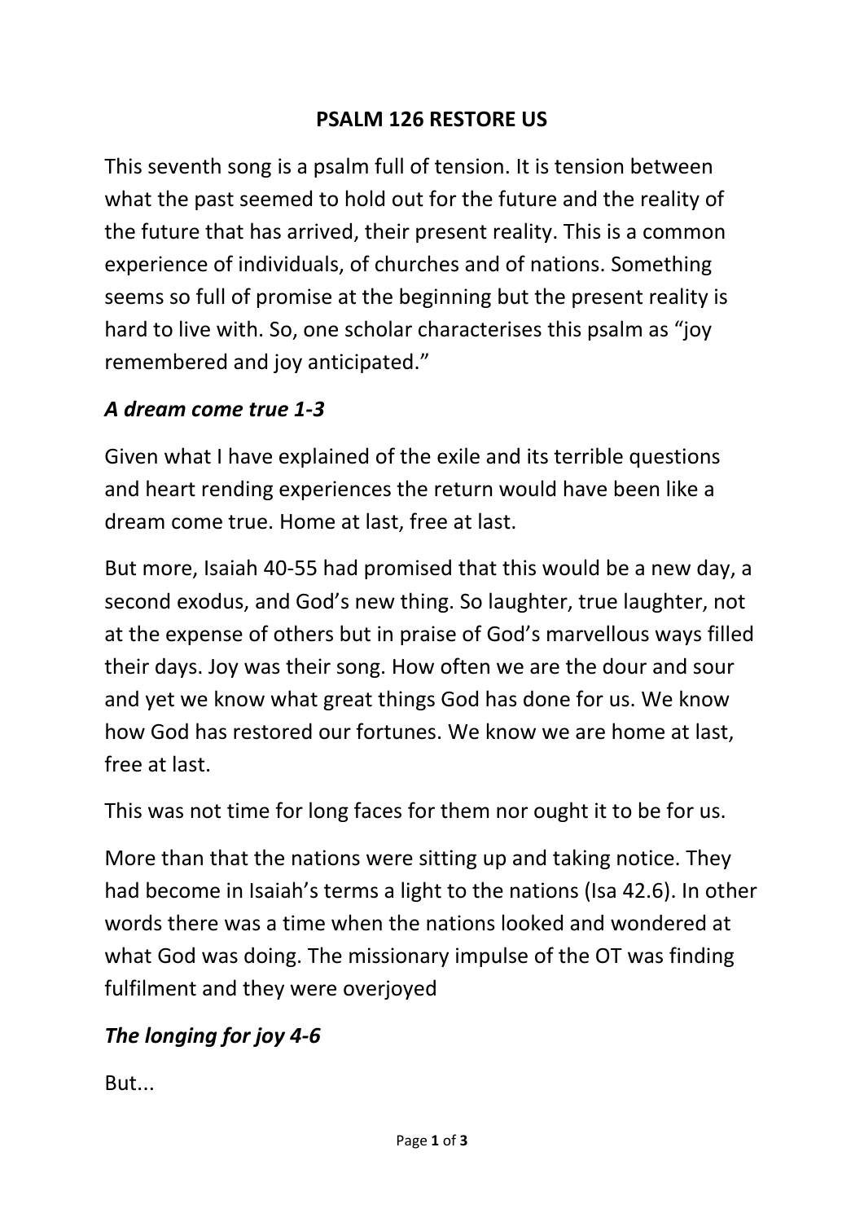**PSALM 126 RESTORE US**

This seventh song is a psalm full of tension. It is tension between what the past seemed to hold out for the future and the reality of the future that has arrived, their present reality. This is a common experience of individuals, of churches and of nations. Something seems so full of promise at the beginning but the present reality is hard to live with. So, one scholar characterises this psalm as "joy remembered and joy anticipated."

## *A dream come true 1-3*

Given what I have explained of the exile and its terrible questions and heart rending experiences the return would have been like a dream come true. Home at last, free at last.

But more, Isaiah 40-55 had promised that this would be a new day, a second exodus, and God's new thing. So laughter, true laughter, not at the expense of others but in praise of God's marvellous ways filled their days. Joy was their song. How often we are the dour and sour and yet we know what great things God has done for us. We know how God has restored our fortunes. We know we are home at last, free at last.

This was not time for long faces for them nor ought it to be for us.

More than that the nations were sitting up and taking notice. They had become in Isaiah's terms a light to the nations (Isa 42.6). In other words there was a time when the nations looked and wondered at what God was doing. The missionary impulse of the OT was finding fulfilment and they were overjoyed

## *The longing for joy 4-6*

But...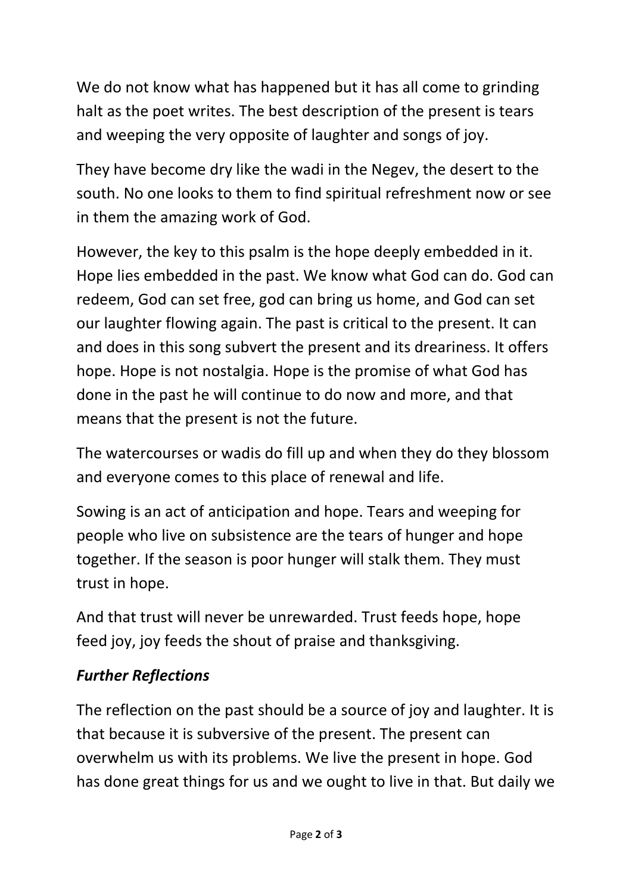We do not know what has happened but it has all come to grinding halt as the poet writes. The best description of the present is tears and weeping the very opposite of laughter and songs of joy.

They have become dry like the wadi in the Negev, the desert to the south. No one looks to them to find spiritual refreshment now or see in them the amazing work of God.

However, the key to this psalm is the hope deeply embedded in it. Hope lies embedded in the past. We know what God can do. God can redeem, God can set free, god can bring us home, and God can set our laughter flowing again. The past is critical to the present. It can and does in this song subvert the present and its dreariness. It offers hope. Hope is not nostalgia. Hope is the promise of what God has done in the past he will continue to do now and more, and that means that the present is not the future.

The watercourses or wadis do fill up and when they do they blossom and everyone comes to this place of renewal and life.

Sowing is an act of anticipation and hope. Tears and weeping for people who live on subsistence are the tears of hunger and hope together. If the season is poor hunger will stalk them. They must trust in hope.

And that trust will never be unrewarded. Trust feeds hope, hope feed joy, joy feeds the shout of praise and thanksgiving.

### ***Further Reflections***

The reflection on the past should be a source of joy and laughter. It is that because it is subversive of the present. The present can overwhelm us with its problems. We live the present in hope. God has done great things for us and we ought to live in that. But daily we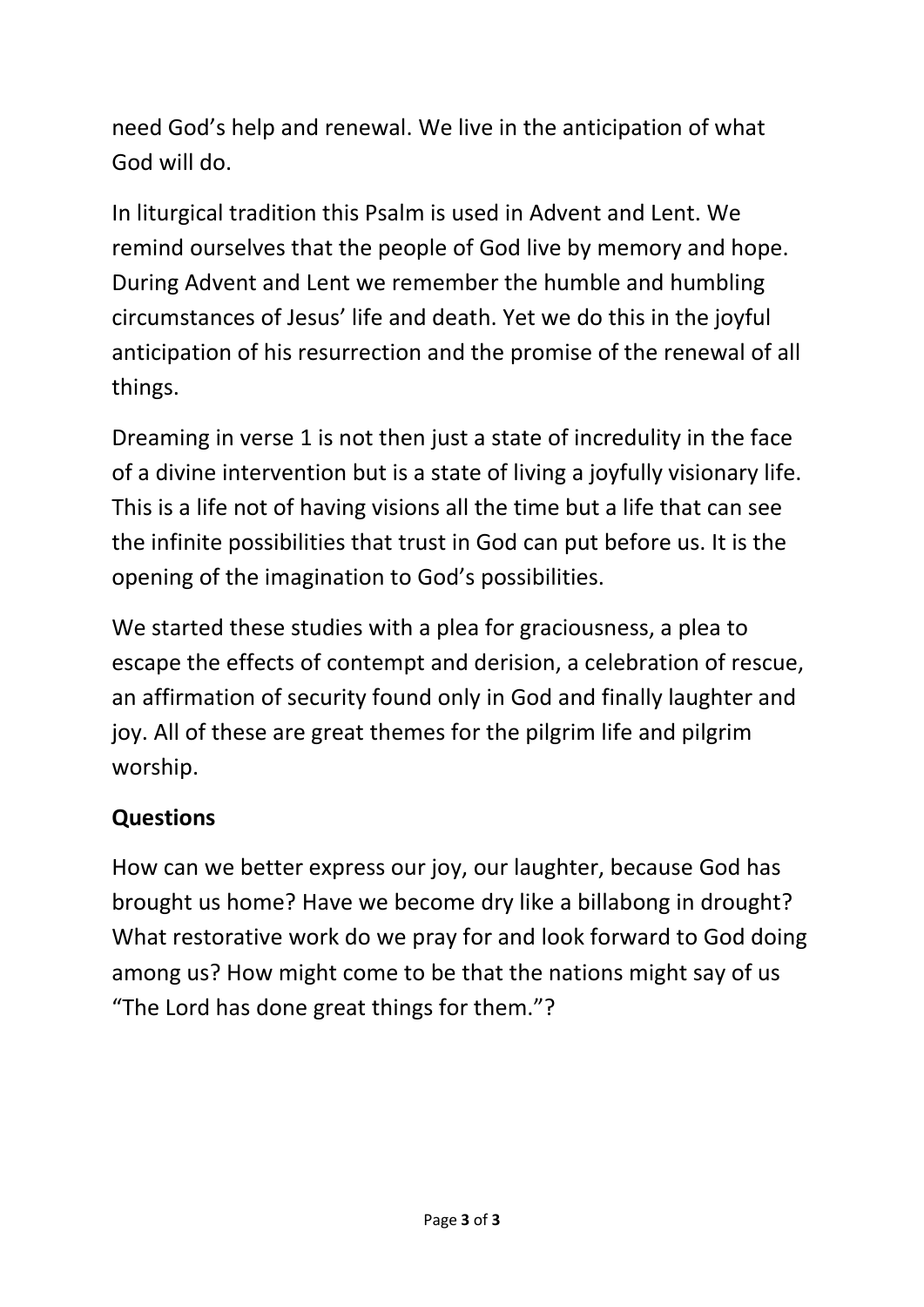need God’s help and renewal. We live in the anticipation of what God will do.

In liturgical tradition this Psalm is used in Advent and Lent. We remind ourselves that the people of God live by memory and hope. During Advent and Lent we remember the humble and humbling circumstances of Jesus’ life and death. Yet we do this in the joyful anticipation of his resurrection and the promise of the renewal of all things.

Dreaming in verse 1 is not then just a state of incredulity in the face of a divine intervention but is a state of living a joyfully visionary life. This is a life not of having visions all the time but a life that can see the infinite possibilities that trust in God can put before us. It is the opening of the imagination to God’s possibilities.

We started these studies with a plea for graciousness, a plea to escape the effects of contempt and derision, a celebration of rescue, an affirmation of security found only in God and finally laughter and joy. All of these are great themes for the pilgrim life and pilgrim worship.

**Questions**

How can we better express our joy, our laughter, because God has brought us home? Have we become dry like a billabong in drought? What restorative work do we pray for and look forward to God doing among us? How might come to be that the nations might say of us “The Lord has done great things for them.”?